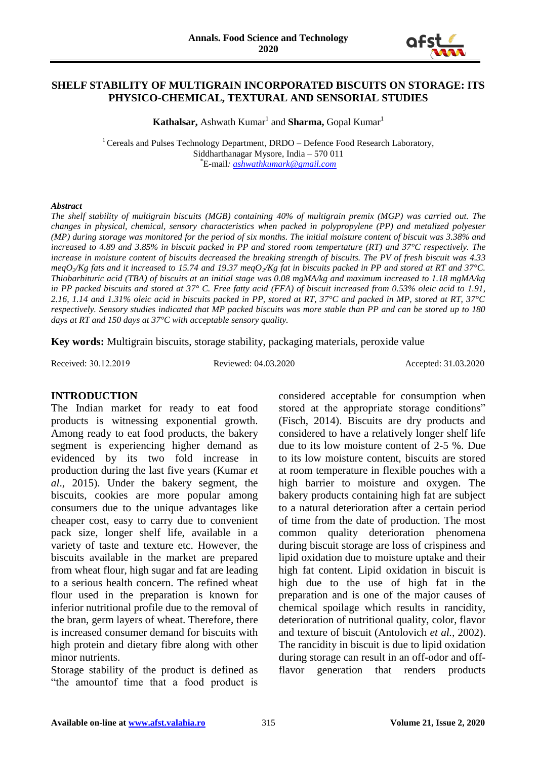# SHELF STABILITY OF MULTIGRAIN INCORPORATED BISCUITS ON STORAGE: ITS PHYSICO-CHEMICAL, TEXTURAL AND SENSORIAL STUDIES

**Kathalsar,** Ashwath Kumar[1] and **Sharma,** Gopal Kumar[1]

[1] Cereals and Pulses Technology Department, DRDO – Defence Food Research Laboratory, Siddharthanagar Mysore, India – 570 011
[*]E-mail: *ashwathkumark@gmail.com*

### *Abstract*

*The shelf stability of multigrain biscuits (MGB) containing 40% of multigrain premix (MGP) was carried out. The changes in physical, chemical, sensory characteristics when packed in polypropylene (PP) and metalized polyester (MP) during storage was monitored for the period of six months. The initial moisture content of biscuit was 3.38% and increased to 4.89 and 3.85% in biscuit packed in PP and stored room tempertature (RT) and 37°C respectively. The increase in moisture content of biscuits decreased the breaking strength of biscuits. The PV of fresh biscuit was 4.33 meq$O_2$/Kg fats and it increased to 15.74 and 19.37 meq$O_2$/Kg fat in biscuits packed in PP and stored at RT and 37°C. Thiobarbituric acid (TBA) of biscuits at an initial stage was 0.08 mgMA/kg and maximum increased to 1.18 mgMA/kg in PP packed biscuits and stored at 37° C. Free fatty acid (FFA) of biscuit increased from 0.53% oleic acid to 1.91, 2.16, 1.14 and 1.31% oleic acid in biscuits packed in PP, stored at RT, 37°C and packed in MP, stored at RT, 37°C respectively. Sensory studies indicated that MP packed biscuits was more stable than PP and can be stored up to 180 days at RT and 150 days at 37°C with acceptable sensory quality.*

**Key words:** Multigrain biscuits, storage stability, packaging materials, peroxide value

Received: 30.12.2019 Reviewed: 04.03.2020 Accepted: 31.03.2020

## INTRODUCTION

The Indian market for ready to eat food products is witnessing exponential growth. Among ready to eat food products, the bakery segment is experiencing higher demand as evidenced by its two fold increase in production during the last five years (Kumar *et al.,* 2015). Under the bakery segment, the biscuits, cookies are more popular among consumers due to the unique advantages like cheaper cost, easy to carry due to convenient pack size, longer shelf life, available in a variety of taste and texture etc. However, the biscuits available in the market are prepared from wheat flour, high sugar and fat are leading to a serious health concern. The refined wheat flour used in the preparation is known for inferior nutritional profile due to the removal of the bran, germ layers of wheat. Therefore, there is increased consumer demand for biscuits with high protein and dietary fibre along with other minor nutrients.

Storage stability of the product is defined as "the amountof time that a food product is considered acceptable for consumption when stored at the appropriate storage conditions" (Fisch, 2014). Biscuits are dry products and considered to have a relatively longer shelf life due to its low moisture content of 2-5 %. Due to its low moisture content, biscuits are stored at room temperature in flexible pouches with a high barrier to moisture and oxygen. The bakery products containing high fat are subject to a natural deterioration after a certain period of time from the date of production. The most common quality deterioration phenomena during biscuit storage are loss of crispiness and lipid oxidation due to moisture uptake and their high fat content. Lipid oxidation in biscuit is high due to the use of high fat in the preparation and is one of the major causes of chemical spoilage which results in rancidity, deterioration of nutritional quality, color, flavor and texture of biscuit (Antolovich *et al.,* 2002). The rancidity in biscuit is due to lipid oxidation during storage can result in an off-odor and off-flavor generation that renders products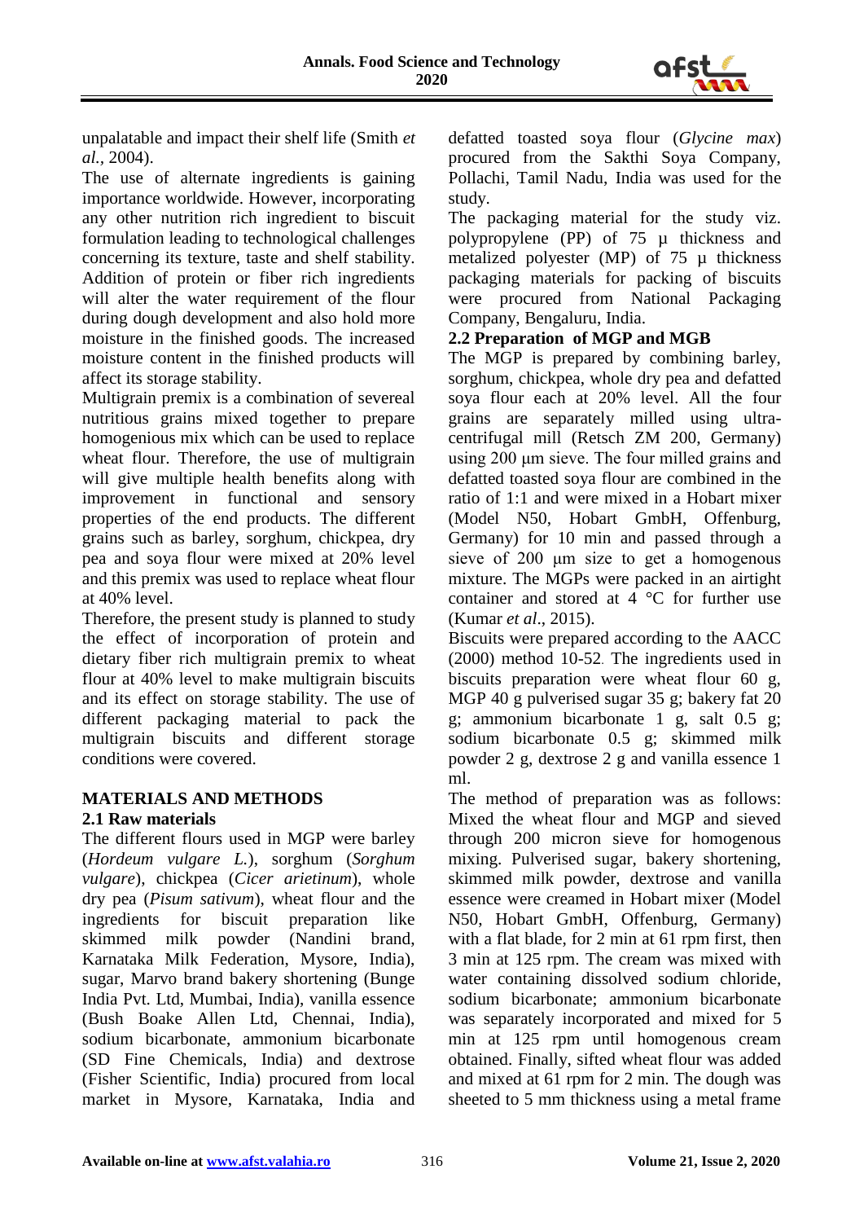unpalatable and impact their shelf life (Smith *et al.*, 2004).

The use of alternate ingredients is gaining importance worldwide. However, incorporating any other nutrition rich ingredient to biscuit formulation leading to technological challenges concerning its texture, taste and shelf stability. Addition of protein or fiber rich ingredients will alter the water requirement of the flour during dough development and also hold more moisture in the finished goods. The increased moisture content in the finished products will affect its storage stability.

Multigrain premix is a combination of severeal nutritious grains mixed together to prepare homogenious mix which can be used to replace wheat flour. Therefore, the use of multigrain will give multiple health benefits along with improvement in functional and sensory properties of the end products. The different grains such as barley, sorghum, chickpea, dry pea and soya flour were mixed at 20% level and this premix was used to replace wheat flour at 40% level.

Therefore, the present study is planned to study the effect of incorporation of protein and dietary fiber rich multigrain premix to wheat flour at 40% level to make multigrain biscuits and its effect on storage stability. The use of different packaging material to pack the multigrain biscuits and different storage conditions were covered.

## MATERIALS AND METHODS

### 2.1 Raw materials

The different flours used in MGP were barley (*Hordeum vulgare L.*), sorghum (*Sorghum vulgare*), chickpea (*Cicer arietinum*), whole dry pea (*Pisum sativum*), wheat flour and the ingredients for biscuit preparation like skimmed milk powder (Nandini brand, Karnataka Milk Federation, Mysore, India), sugar, Marvo brand bakery shortening (Bunge India Pvt. Ltd, Mumbai, India), vanilla essence (Bush Boake Allen Ltd, Chennai, India), sodium bicarbonate, ammonium bicarbonate (SD Fine Chemicals, India) and dextrose (Fisher Scientific, India) procured from local market in Mysore, Karnataka, India and defatted toasted soya flour (*Glycine max*) procured from the Sakthi Soya Company, Pollachi, Tamil Nadu, India was used for the study.

The packaging material for the study viz. polypropylene (PP) of 75 µ thickness and metalized polyester (MP) of 75 µ thickness packaging materials for packing of biscuits were procured from National Packaging Company, Bengaluru, India.

### 2.2 Preparation of MGP and MGB

The MGP is prepared by combining barley, sorghum, chickpea, whole dry pea and defatted soya flour each at 20% level. All the four grains are separately milled using ultra-centrifugal mill (Retsch ZM 200, Germany) using 200 µm sieve. The four milled grains and defatted toasted soya flour are combined in the ratio of 1:1 and were mixed in a Hobart mixer (Model N50, Hobart GmbH, Offenburg, Germany) for 10 min and passed through a sieve of 200 µm size to get a homogenous mixture. The MGPs were packed in an airtight container and stored at 4 °C for further use (Kumar *et al*., 2015).

Biscuits were prepared according to the AACC (2000) method 10-52. The ingredients used in biscuits preparation were wheat flour 60 g, MGP 40 g pulverised sugar 35 g; bakery fat 20 g; ammonium bicarbonate 1 g, salt 0.5 g; sodium bicarbonate 0.5 g; skimmed milk powder 2 g, dextrose 2 g and vanilla essence 1 ml.

The method of preparation was as follows: Mixed the wheat flour and MGP and sieved through 200 micron sieve for homogenous mixing. Pulverised sugar, bakery shortening, skimmed milk powder, dextrose and vanilla essence were creamed in Hobart mixer (Model N50, Hobart GmbH, Offenburg, Germany) with a flat blade, for 2 min at 61 rpm first, then 3 min at 125 rpm. The cream was mixed with water containing dissolved sodium chloride, sodium bicarbonate; ammonium bicarbonate was separately incorporated and mixed for 5 min at 125 rpm until homogenous cream obtained. Finally, sifted wheat flour was added and mixed at 61 rpm for 2 min. The dough was sheeted to 5 mm thickness using a metal frame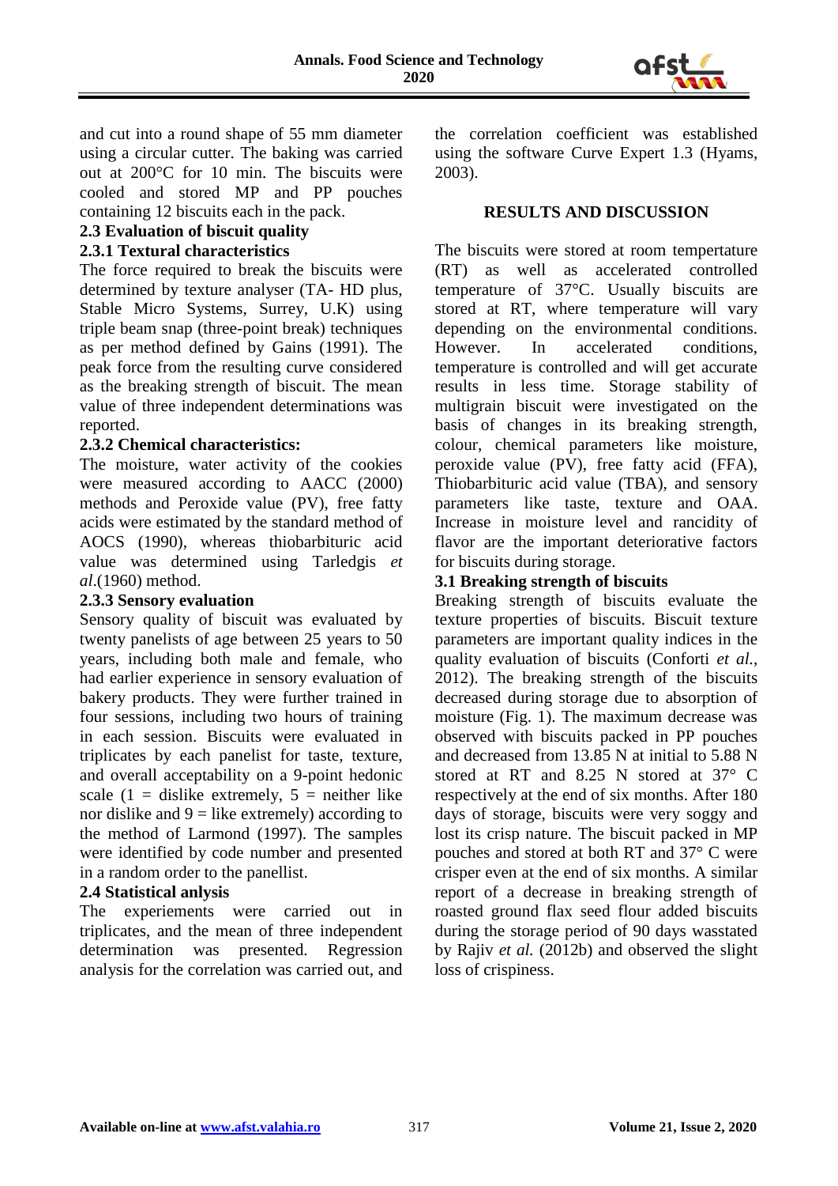and cut into a round shape of 55 mm diameter using a circular cutter. The baking was carried out at 200°C for 10 min. The biscuits were cooled and stored MP and PP pouches containing 12 biscuits each in the pack.

**2.3 Evaluation of biscuit quality**

**2.3.1 Textural characteristics**

The force required to break the biscuits were determined by texture analyser (TA- HD plus, Stable Micro Systems, Surrey, U.K) using triple beam snap (three-point break) techniques as per method defined by Gains (1991). The peak force from the resulting curve considered as the breaking strength of biscuit. The mean value of three independent determinations was reported.

**2.3.2 Chemical characteristics:**

The moisture, water activity of the cookies were measured according to AACC (2000) methods and Peroxide value (PV), free fatty acids were estimated by the standard method of AOCS (1990), whereas thiobarbituric acid value was determined using Tarledgis *et al*.(1960) method.

**2.3.3 Sensory evaluation**

Sensory quality of biscuit was evaluated by twenty panelists of age between 25 years to 50 years, including both male and female, who had earlier experience in sensory evaluation of bakery products. They were further trained in four sessions, including two hours of training in each session. Biscuits were evaluated in triplicates by each panelist for taste, texture, and overall acceptability on a 9-point hedonic scale (1 = dislike extremely, 5 = neither like nor dislike and 9 = like extremely) according to the method of Larmond (1997). The samples were identified by code number and presented in a random order to the panellist.

**2.4 Statistical anlysis**

The experiments were carried out in triplicates, and the mean of three independent determination was presented. Regression analysis for the correlation was carried out, and the correlation coefficient was established using the software Curve Expert 1.3 (Hyams, 2003).

## RESULTS AND DISCUSSION

The biscuits were stored at room tempertature (RT) as well as accelerated controlled temperature of 37°C. Usually biscuits are stored at RT, where temperature will vary depending on the environmental conditions. However. In accelerated conditions, temperature is controlled and will get accurate results in less time. Storage stability of multigrain biscuit were investigated on the basis of changes in its breaking strength, colour, chemical parameters like moisture, peroxide value (PV), free fatty acid (FFA), Thiobarbituric acid value (TBA), and sensory parameters like taste, texture and OAA. Increase in moisture level and rancidity of flavor are the important deteriorative factors for biscuits during storage.

**3.1 Breaking strength of biscuits**

Breaking strength of biscuits evaluate the texture properties of biscuits. Biscuit texture parameters are important quality indices in the quality evaluation of biscuits (Conforti *et al.*, 2012). The breaking strength of the biscuits decreased during storage due to absorption of moisture (Fig. 1). The maximum decrease was observed with biscuits packed in PP pouches and decreased from 13.85 N at initial to 5.88 N stored at RT and 8.25 N stored at 37° C respectively at the end of six months. After 180 days of storage, biscuits were very soggy and lost its crisp nature. The biscuit packed in MP pouches and stored at both RT and 37° C were crisper even at the end of six months. A similar report of a decrease in breaking strength of roasted ground flax seed flour added biscuits during the storage period of 90 days wasstated by Rajiv *et al.* (2012b) and observed the slight loss of crispiness.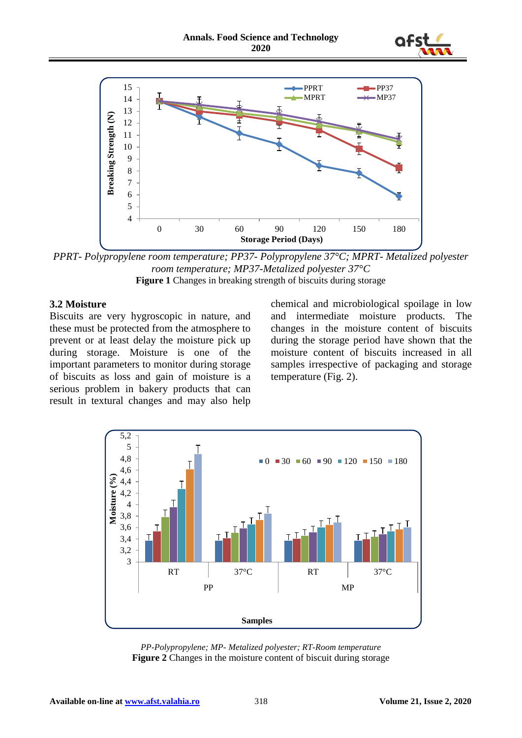*PPRT- Polypropylene room temperature; PP37- Polypropylene 37°C; MPRT- Metalized polyester room temperature; MP37-Metalized polyester 37°C*

**Figure 1** Changes in breaking strength of biscuits during storage

### 3.2 Moisture

Biscuits are very hygroscopic in nature, and these must be protected from the atmosphere to prevent or at least delay the moisture pick up during storage. Moisture is one of the important parameters to monitor during storage of biscuits as loss and gain of moisture is a serious problem in bakery products that can result in textural changes and may also help chemical and microbiological spoilage in low and intermediate moisture products. The changes in the moisture content of biscuits during the storage period have shown that the moisture content of biscuits increased in all samples irrespective of packaging and storage temperature (Fig. 2).

*PP-Polypropylene; MP- Metalized polyester; RT-Room temperature*

**Figure 2** Changes in the moisture content of biscuit during storage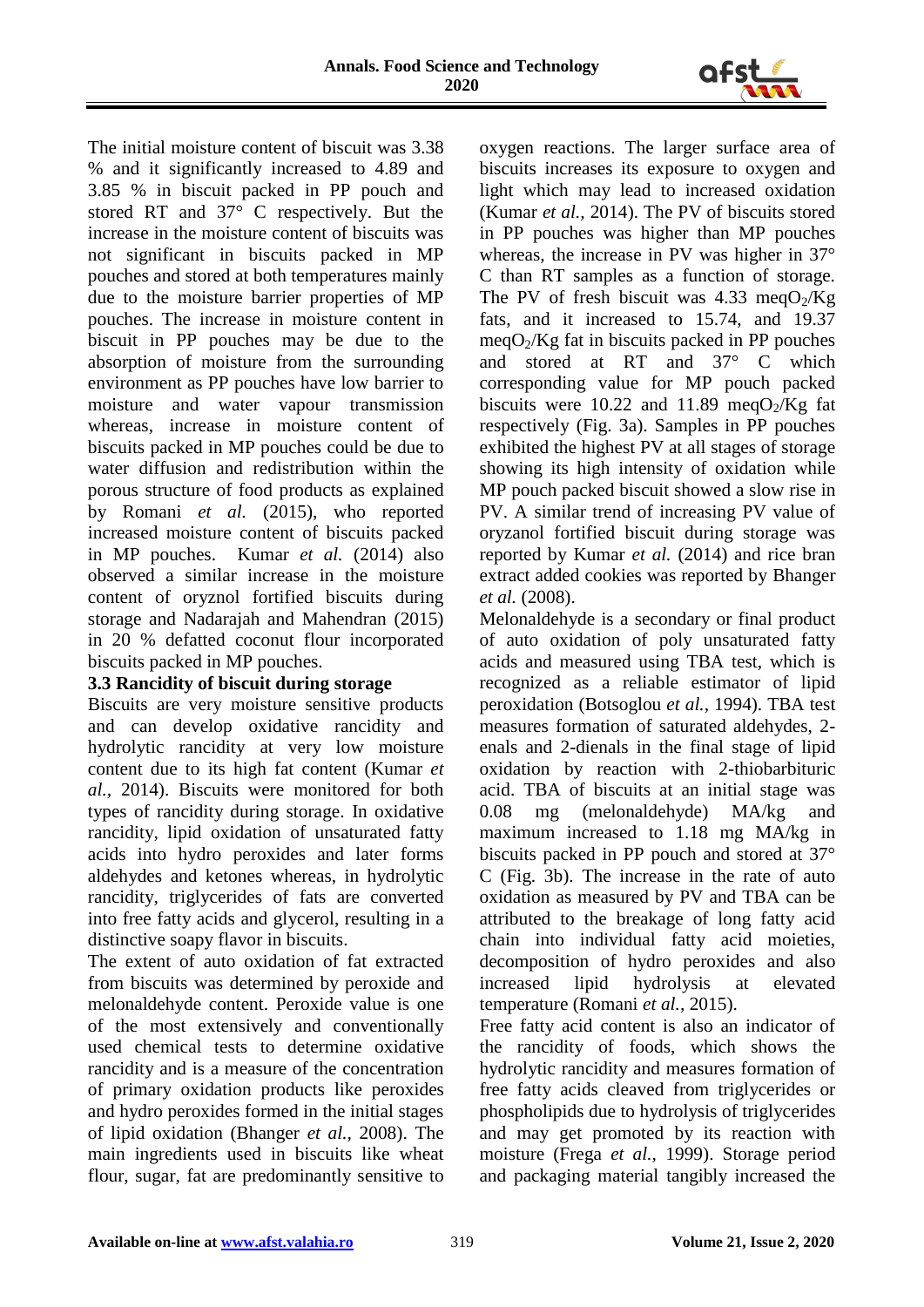The initial moisture content of biscuit was 3.38 % and it significantly increased to 4.89 and 3.85 % in biscuit packed in PP pouch and stored RT and 37° C respectively. But the increase in the moisture content of biscuits was not significant in biscuits packed in MP pouches and stored at both temperatures mainly due to the moisture barrier properties of MP pouches. The increase in moisture content in biscuit in PP pouches may be due to the absorption of moisture from the surrounding environment as PP pouches have low barrier to moisture and water vapour transmission whereas, increase in moisture content of biscuits packed in MP pouches could be due to water diffusion and redistribution within the porous structure of food products as explained by Romani *et al.* (2015), who reported increased moisture content of biscuits packed in MP pouches. Kumar *et al.* (2014) also observed a similar increase in the moisture content of oryznol fortified biscuits during storage and Nadarajah and Mahendran (2015) in 20 % defatted coconut flour incorporated biscuits packed in MP pouches.

### 3.3 Rancidity of biscuit during storage

Biscuits are very moisture sensitive products and can develop oxidative rancidity and hydrolytic rancidity at very low moisture content due to its high fat content (Kumar *et al.,* 2014). Biscuits were monitored for both types of rancidity during storage. In oxidative rancidity, lipid oxidation of unsaturated fatty acids into hydro peroxides and later forms aldehydes and ketones whereas, in hydrolytic rancidity, triglycerides of fats are converted into free fatty acids and glycerol, resulting in a distinctive soapy flavor in biscuits.

The extent of auto oxidation of fat extracted from biscuits was determined by peroxide and melonaldehyde content. Peroxide value is one of the most extensively and conventionally used chemical tests to determine oxidative rancidity and is a measure of the concentration of primary oxidation products like peroxides and hydro peroxides formed in the initial stages of lipid oxidation (Bhanger *et al.,* 2008). The main ingredients used in biscuits like wheat flour, sugar, fat are predominantly sensitive to oxygen reactions. The larger surface area of biscuits increases its exposure to oxygen and light which may lead to increased oxidation (Kumar *et al.,* 2014). The PV of biscuits stored in PP pouches was higher than MP pouches whereas, the increase in PV was higher in 37° C than RT samples as a function of storage. The PV of fresh biscuit was 4.33 meq$O_2$/Kg fats, and it increased to 15.74, and 19.37 meq$O_2$/Kg fat in biscuits packed in PP pouches and stored at RT and 37° C which corresponding value for MP pouch packed biscuits were 10.22 and 11.89 meq$O_2$/Kg fat respectively (Fig. 3a). Samples in PP pouches exhibited the highest PV at all stages of storage showing its high intensity of oxidation while MP pouch packed biscuit showed a slow rise in PV. A similar trend of increasing PV value of oryzanol fortified biscuit during storage was reported by Kumar *et al.* (2014) and rice bran extract added cookies was reported by Bhanger *et al.* (2008).

Melonaldehyde is a secondary or final product of auto oxidation of poly unsaturated fatty acids and measured using TBA test, which is recognized as a reliable estimator of lipid peroxidation (Botsoglou *et al.,* 1994). TBA test measures formation of saturated aldehydes, 2-enals and 2-dienals in the final stage of lipid oxidation by reaction with 2-thiobarbituric acid. TBA of biscuits at an initial stage was 0.08 mg (melonaldehyde) MA/kg and maximum increased to 1.18 mg MA/kg in biscuits packed in PP pouch and stored at 37° C (Fig. 3b). The increase in the rate of auto oxidation as measured by PV and TBA can be attributed to the breakage of long fatty acid chain into individual fatty acid moieties, decomposition of hydro peroxides and also increased lipid hydrolysis at elevated temperature (Romani *et al.,* 2015).

Free fatty acid content is also an indicator of the rancidity of foods, which shows the hydrolytic rancidity and measures formation of free fatty acids cleaved from triglycerides or phospholipids due to hydrolysis of triglycerides and may get promoted by its reaction with moisture (Frega *et al.,* 1999). Storage period and packaging material tangibly increased the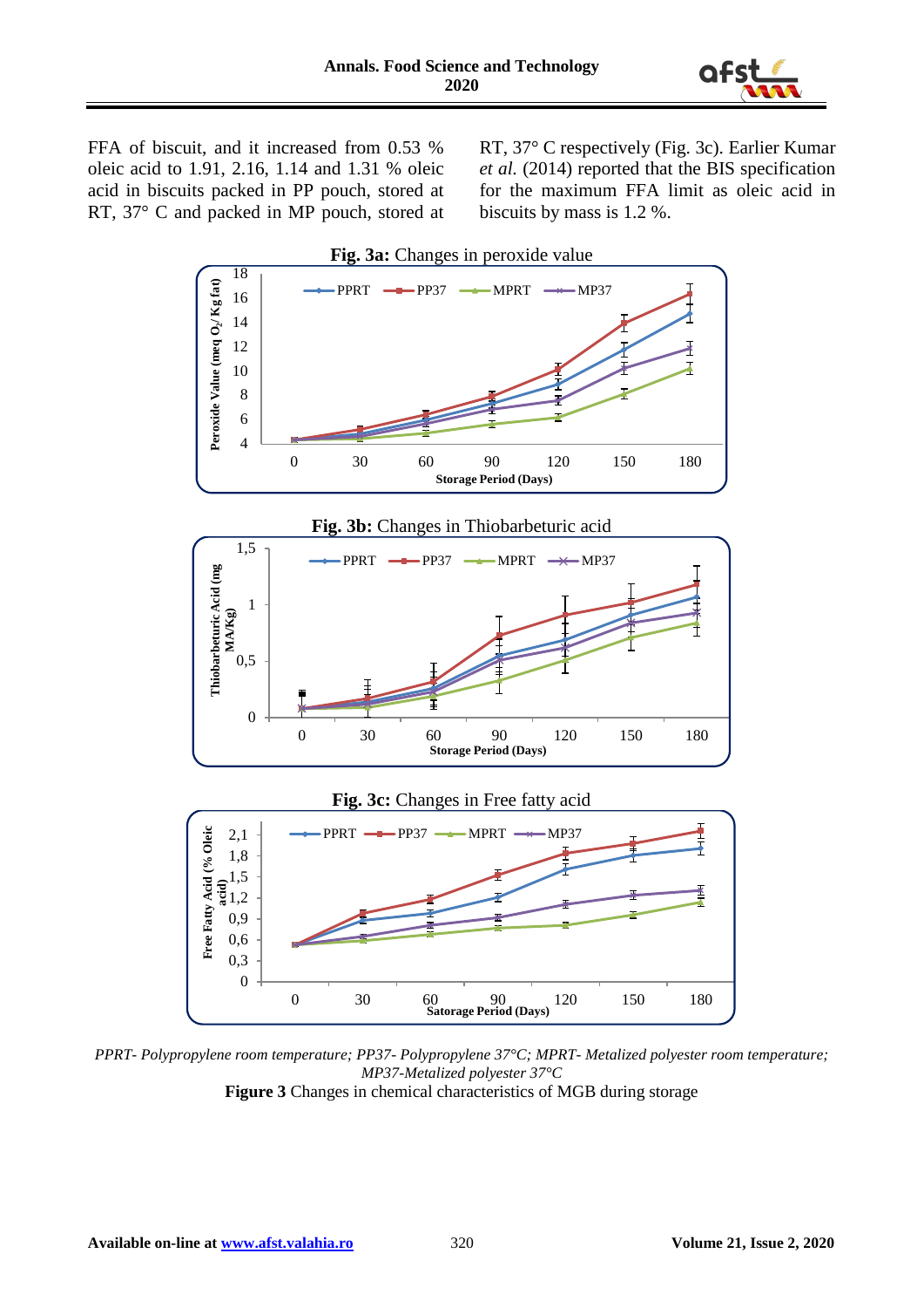FFA of biscuit, and it increased from 0.53 % oleic acid to 1.91, 2.16, 1.14 and 1.31 % oleic acid in biscuits packed in PP pouch, stored at RT, 37° C and packed in MP pouch, stored at RT, 37° C respectively (Fig. 3c). Earlier Kumar *et al.* (2014) reported that the BIS specification for the maximum FFA limit as oleic acid in biscuits by mass is 1.2 %.

**Fig. 3a:** Changes in peroxide value

**Fig. 3b:** Changes in Thiobarbeturic acid

**Fig. 3c:** Changes in Free fatty acid

*PPRT- Polypropylene room temperature; PP37- Polypropylene 37°C; MPRT- Metalized polyester room temperature; MP37-Metalized polyester 37°C*

**Figure 3** Changes in chemical characteristics of MGB during storage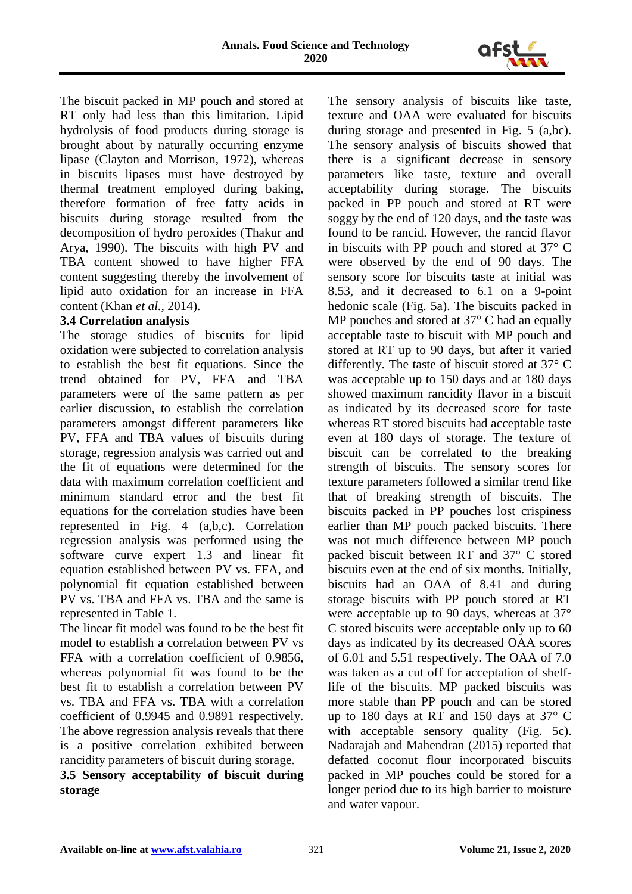The biscuit packed in MP pouch and stored at RT only had less than this limitation. Lipid hydrolysis of food products during storage is brought about by naturally occurring enzyme lipase (Clayton and Morrison, 1972), whereas in biscuits lipases must have destroyed by thermal treatment employed during baking, therefore formation of free fatty acids in biscuits during storage resulted from the decomposition of hydro peroxides (Thakur and Arya, 1990). The biscuits with high PV and TBA content showed to have higher FFA content suggesting thereby the involvement of lipid auto oxidation for an increase in FFA content (Khan *et al.*, 2014).

### 3.4 Correlation analysis

The storage studies of biscuits for lipid oxidation were subjected to correlation analysis to establish the best fit equations. Since the trend obtained for PV, FFA and TBA parameters were of the same pattern as per earlier discussion, to establish the correlation parameters amongst different parameters like PV, FFA and TBA values of biscuits during storage, regression analysis was carried out and the fit of equations were determined for the data with maximum correlation coefficient and minimum standard error and the best fit equations for the correlation studies have been represented in Fig. 4 (a,b,c). Correlation regression analysis was performed using the software curve expert 1.3 and linear fit equation established between PV vs. FFA, and polynomial fit equation established between PV vs. TBA and FFA vs. TBA and the same is represented in Table 1.

The linear fit model was found to be the best fit model to establish a correlation between PV vs FFA with a correlation coefficient of 0.9856, whereas polynomial fit was found to be the best fit to establish a correlation between PV vs. TBA and FFA vs. TBA with a correlation coefficient of 0.9945 and 0.9891 respectively. The above regression analysis reveals that there is a positive correlation exhibited between rancidity parameters of biscuit during storage.

### 3.5 Sensory acceptability of biscuit during storage

The sensory analysis of biscuits like taste, texture and OAA were evaluated for biscuits during storage and presented in Fig. 5 (a,bc). The sensory analysis of biscuits showed that there is a significant decrease in sensory parameters like taste, texture and overall acceptability during storage. The biscuits packed in PP pouch and stored at RT were soggy by the end of 120 days, and the taste was found to be rancid. However, the rancid flavor in biscuits with PP pouch and stored at 37° C were observed by the end of 90 days. The sensory score for biscuits taste at initial was 8.53, and it decreased to 6.1 on a 9-point hedonic scale (Fig. 5a). The biscuits packed in MP pouches and stored at 37° C had an equally acceptable taste to biscuit with MP pouch and stored at RT up to 90 days, but after it varied differently. The taste of biscuit stored at 37° C was acceptable up to 150 days and at 180 days showed maximum rancidity flavor in a biscuit as indicated by its decreased score for taste whereas RT stored biscuits had acceptable taste even at 180 days of storage. The texture of biscuit can be correlated to the breaking strength of biscuits. The sensory scores for texture parameters followed a similar trend like that of breaking strength of biscuits. The biscuits packed in PP pouches lost crispiness earlier than MP pouch packed biscuits. There was not much difference between MP pouch packed biscuit between RT and 37° C stored biscuits even at the end of six months. Initially, biscuits had an OAA of 8.41 and during storage biscuits with PP pouch stored at RT were acceptable up to 90 days, whereas at 37° C stored biscuits were acceptable only up to 60 days as indicated by its decreased OAA scores of 6.01 and 5.51 respectively. The OAA of 7.0 was taken as a cut off for acceptation of shelf-life of the biscuits. MP packed biscuits was more stable than PP pouch and can be stored up to 180 days at RT and 150 days at 37° C with acceptable sensory quality (Fig. 5c). Nadarajah and Mahendran (2015) reported that defatted coconut flour incorporated biscuits packed in MP pouches could be stored for a longer period due to its high barrier to moisture and water vapour.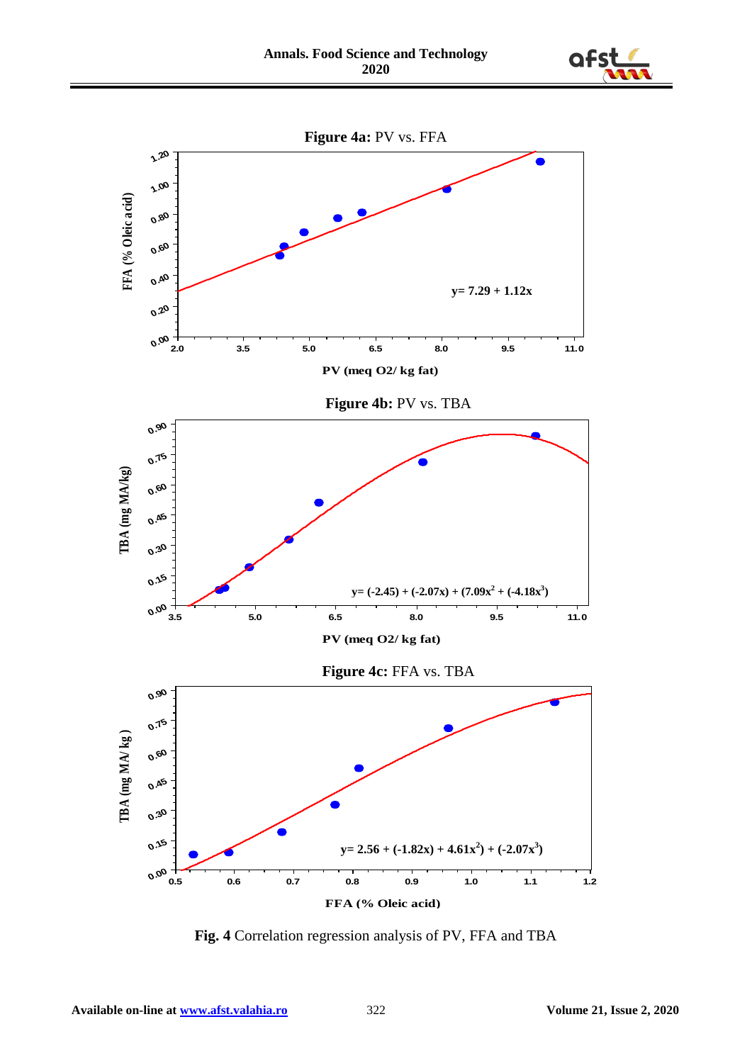**Figure 4a:** PV vs. FFA

$y = 7.29 + 1.12x$

**Figure 4b:** PV vs. TBA

$y = (-2.45) + (-2.07x) + (7.09x^2 + (-4.18x^3)$

**Figure 4c:** FFA vs. TBA

$y = 2.56 + (-1.82x) + 4.61x^2) + (-2.07x^3)$

**Fig. 4** Correlation regression analysis of PV, FFA and TBA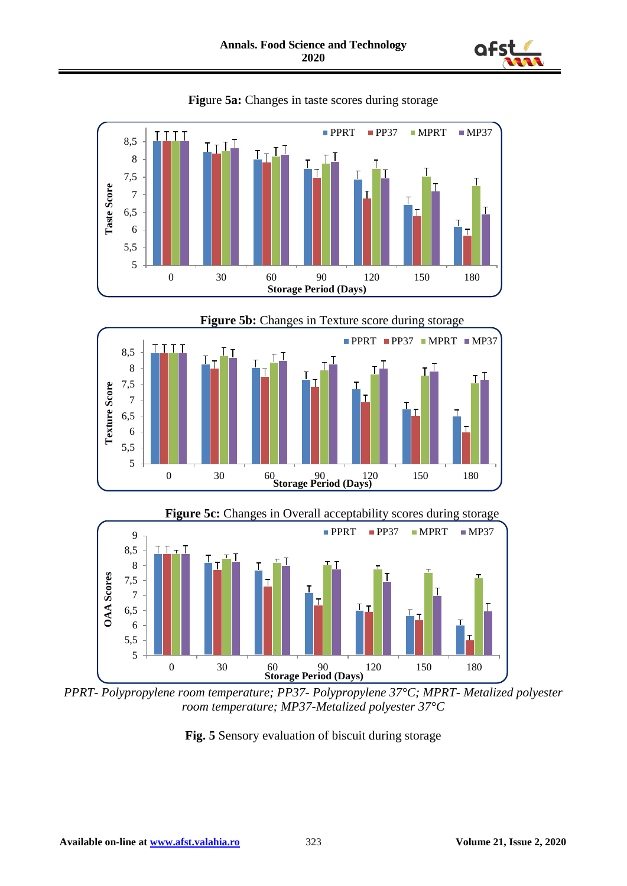**Figure 5a:** Changes in taste scores during storage

**Figure 5b:** Changes in Texture score during storage

**Figure 5c:** Changes in Overall acceptability scores during storage

*PPRT- Polypropylene room temperature; PP37- Polypropylene 37°C; MPRT- Metalized polyester room temperature; MP37-Metalized polyester 37°C*

**Fig. 5** Sensory evaluation of biscuit during storage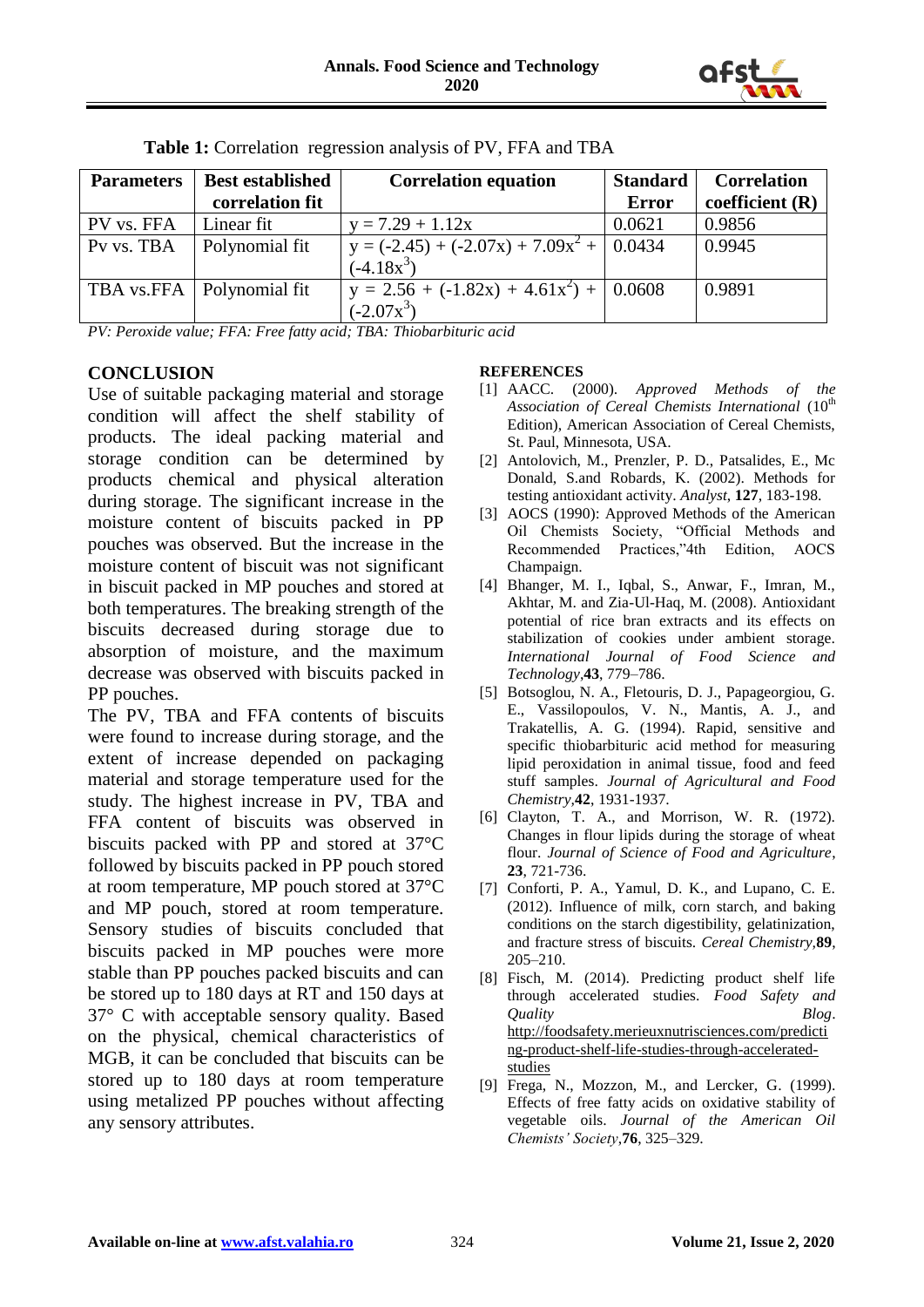**Table 1:** Correlation regression analysis of PV, FFA and TBA

| Parameters | Best established correlation fit | Correlation equation | Standard Error | Correlation coefficient (R) |
|---|---|---|---|---|
| PV vs. FFA | Linear fit | $y = 7.29 + 1.12x$ | 0.0621 | 0.9856 |
| Pv vs. TBA | Polynomial fit | $y = (-2.45) + (-2.07x) + 7.09x^2 + (-4.18x^3)$ | 0.0434 | 0.9945 |
| TBA vs.FFA | Polynomial fit | $y = 2.56 + (-1.82x) + 4.61x^2) + (-2.07x^3)$ | 0.0608 | 0.9891 |

*PV: Peroxide value; FFA: Free fatty acid; TBA: Thiobarbituric acid*

## CONCLUSION

Use of suitable packaging material and storage condition will affect the shelf stability of products. The ideal packing material and storage condition can be determined by products chemical and physical alteration during storage. The significant increase in the moisture content of biscuits packed in PP pouches was observed. But the increase in the moisture content of biscuit was not significant in biscuit packed in MP pouches and stored at both temperatures. The breaking strength of the biscuits decreased during storage due to absorption of moisture, and the maximum decrease was observed with biscuits packed in PP pouches.

The PV, TBA and FFA contents of biscuits were found to increase during storage, and the extent of increase depended on packaging material and storage temperature used for the study. The highest increase in PV, TBA and FFA content of biscuits was observed in biscuits packed with PP and stored at 37°C followed by biscuits packed in PP pouch stored at room temperature, MP pouch stored at 37°C and MP pouch, stored at room temperature. Sensory studies of biscuits concluded that biscuits packed in MP pouches were more stable than PP pouches packed biscuits and can be stored up to 180 days at RT and 150 days at 37° C with acceptable sensory quality. Based on the physical, chemical characteristics of MGB, it can be concluded that biscuits can be stored up to 180 days at room temperature using metalized PP pouches without affecting any sensory attributes.

## REFERENCES

[1] AACC. (2000). *Approved Methods of the Association of Cereal Chemists International* (10th Edition), American Association of Cereal Chemists, St. Paul, Minnesota, USA.

[2] Antolovich, M., Prenzler, P. D., Patsalides, E., Mc Donald, S.and Robards, K. (2002). Methods for testing antioxidant activity. *Analyst*, **127**, 183-198.

[3] AOCS (1990): Approved Methods of the American Oil Chemists Society, "Official Methods and Recommended Practices,"4th Edition, AOCS Champaign.

[4] Bhanger, M. I., Iqbal, S., Anwar, F., Imran, M., Akhtar, M. and Zia-Ul-Haq, M. (2008). Antioxidant potential of rice bran extracts and its effects on stabilization of cookies under ambient storage. *International Journal of Food Science and Technology*,**43**, 779–786.

[5] Botsoglou, N. A., Fletouris, D. J., Papageorgiou, G. E., Vassilopoulos, V. N., Mantis, A. J., and Trakatellis, A. G. (1994). Rapid, sensitive and specific thiobarbituric acid method for measuring lipid peroxidation in animal tissue, food and feed stuff samples. *Journal of Agricultural and Food Chemistry*,**42**, 1931-1937.

[6] Clayton, T. A., and Morrison, W. R. (1972). Changes in flour lipids during the storage of wheat flour. *Journal of Science of Food and Agriculture*, **23**, 721-736.

[7] Conforti, P. A., Yamul, D. K., and Lupano, C. E. (2012). Influence of milk, corn starch, and baking conditions on the starch digestibility, gelatinization, and fracture stress of biscuits. *Cereal Chemistry*,**89**, 205–210.

[8] Fisch, M. (2014). Predicting product shelf life through accelerated studies. *Food Safety and Quality Blog*. http://foodsafety.merieuxnutrisciences.com/predicting-product-shelf-life-studies-through-accelerated-studies

[9] Frega, N., Mozzon, M., and Lercker, G. (1999). Effects of free fatty acids on oxidative stability of vegetable oils. *Journal of the American Oil Chemists' Society*,**76**, 325–329.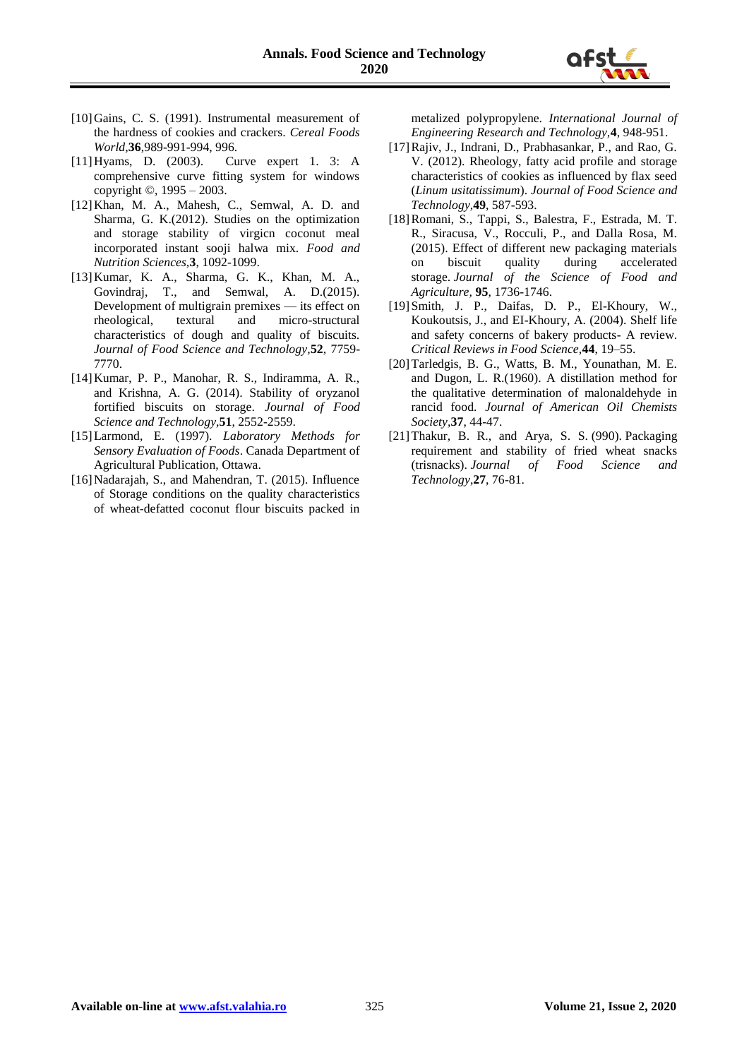[10] Gains, C. S. (1991). Instrumental measurement of the hardness of cookies and crackers. *Cereal Foods World,***36**,989-991-994, 996.

[11] Hyams, D. (2003). Curve expert 1. 3: A comprehensive curve fitting system for windows copyright ©, 1995 – 2003.

[12] Khan, M. A., Mahesh, C., Semwal, A. D. and Sharma, G. K.(2012). Studies on the optimization and storage stability of virgicn coconut meal incorporated instant sooji halwa mix. *Food and Nutrition Sciences,***3**, 1092-1099.

[13] Kumar, K. A., Sharma, G. K., Khan, M. A., Govindraj, T., and Semwal, A. D.(2015). Development of multigrain premixes — its effect on rheological, textural and micro-structural characteristics of dough and quality of biscuits. *Journal of Food Science and Technology,***52**, 7759-7770.

[14] Kumar, P. P., Manohar, R. S., Indiramma, A. R., and Krishna, A. G. (2014). Stability of oryzanol fortified biscuits on storage. *Journal of Food Science and Technology,***51**, 2552-2559.

[15] Larmond, E. (1997). *Laboratory Methods for Sensory Evaluation of Foods*. Canada Department of Agricultural Publication, Ottawa.

[16] Nadarajah, S., and Mahendran, T. (2015). Influence of Storage conditions on the quality characteristics of wheat-defatted coconut flour biscuits packed in metalized polypropylene. *International Journal of Engineering Research and Technology,***4**, 948-951.

[17] Rajiv, J., Indrani, D., Prabhasankar, P., and Rao, G. V. (2012). Rheology, fatty acid profile and storage characteristics of cookies as influenced by flax seed (*Linum usitatissimum*). *Journal of Food Science and Technology,***49**, 587-593.

[18] Romani, S., Tappi, S., Balestra, F., Estrada, M. T. R., Siracusa, V., Rocculi, P., and Dalla Rosa, M. (2015). Effect of different new packaging materials on biscuit quality during accelerated storage. *Journal of the Science of Food and Agriculture,* **95**, 1736-1746.

[19] Smith, J. P., Daifas, D. P., El-Khoury, W., Koukoutsis, J., and EI-Khoury, A. (2004). Shelf life and safety concerns of bakery products- A review. *Critical Reviews in Food Science,***44**, 19–55.

[20] Tarledgis, B. G., Watts, B. M., Younathan, M. E. and Dugon, L. R.(1960). A distillation method for the qualitative determination of malonaldehyde in rancid food. *Journal of American Oil Chemists Society,***37**, 44-47.

[21] Thakur, B. R., and Arya, S. S. (990). Packaging requirement and stability of fried wheat snacks (trisnacks). *Journal of Food Science and Technology,***27**, 76-81.